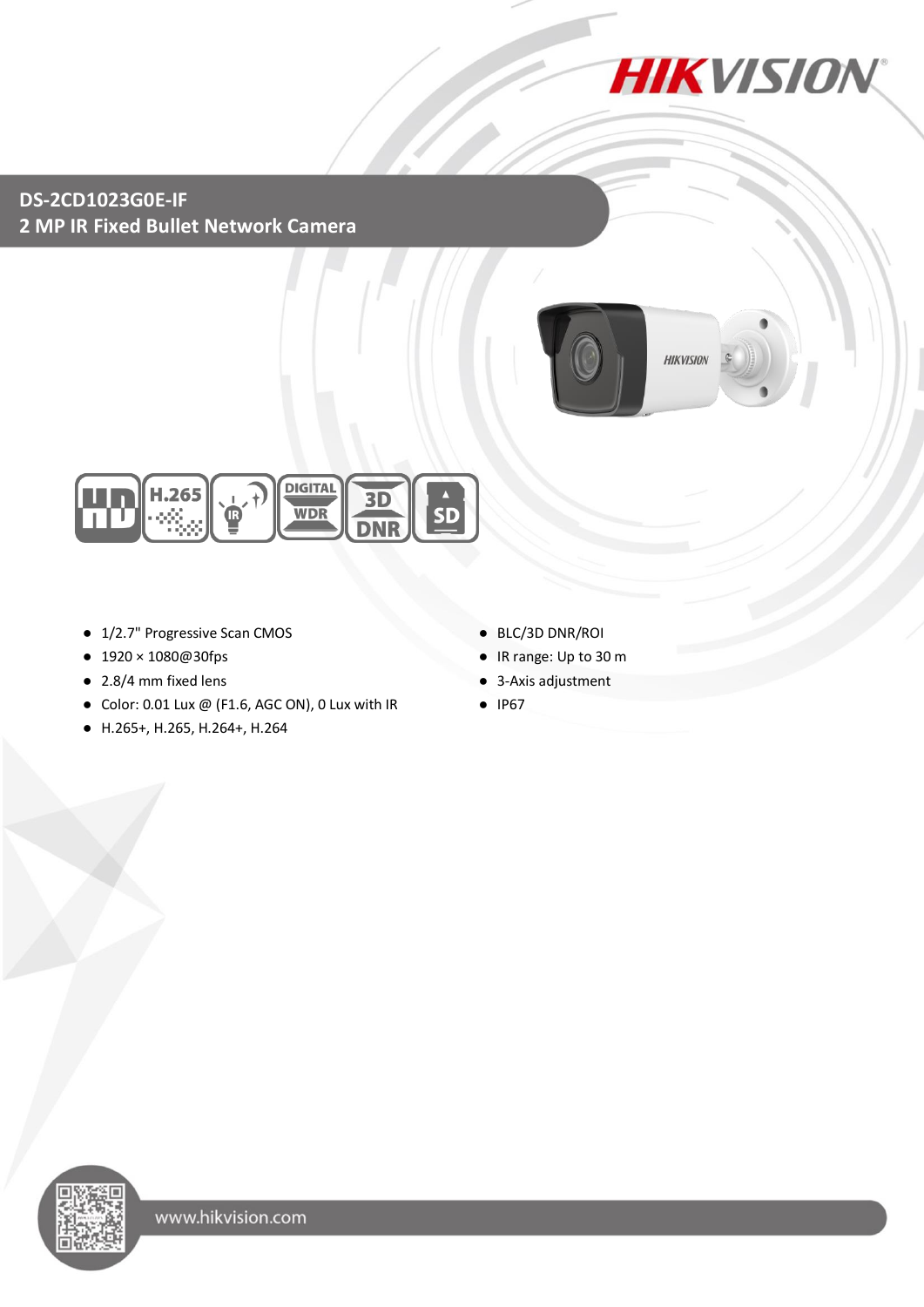# DS-2CD1023G0E-IF

## 2 MP IR Fixed Bullet Network Camera

- 1/2.7" Progressive Scan CMOS
- 1920 × 1080@30fps
- 2.8/4 mm fixed lens
- Color: 0.01 Lux @ (F1.6, AGC ON), 0 Lux with IR
- H.265+, H.265, H.264+, H.264
- BLC/3D DNR/ROI
- IR range: Up to 30 m
- 3-Axis adjustment
- IP67

www.hikvision.com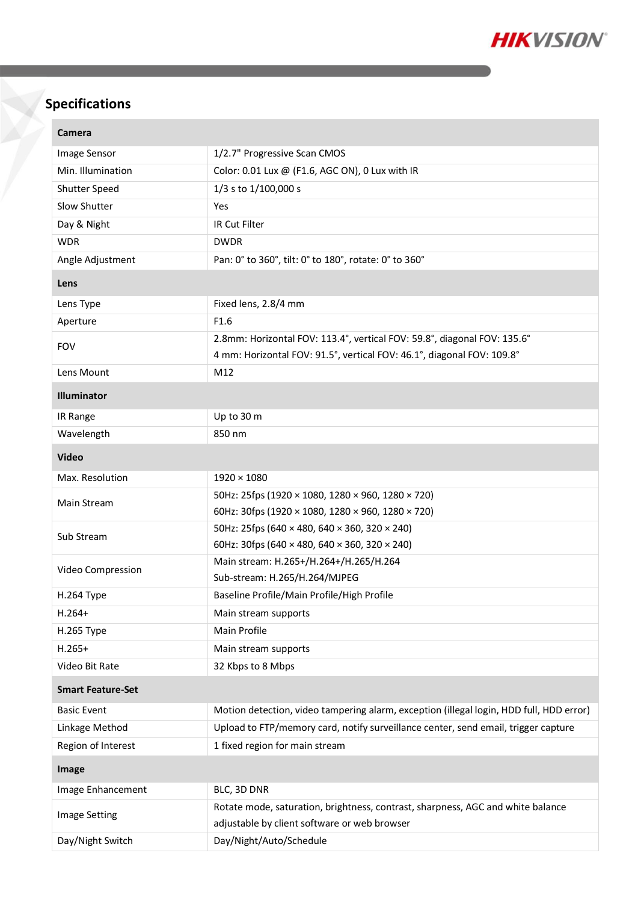## Specifications

| Camera | |
|---|---|
| Image Sensor | 1/2.7" Progressive Scan CMOS |
| Min. Illumination | Color: 0.01 Lux @ (F1.6, AGC ON), 0 Lux with IR |
| Shutter Speed | 1/3 s to 1/100,000 s |
| Slow Shutter | Yes |
| Day & Night | IR Cut Filter |
| WDR | DWDR |
| Angle Adjustment | Pan: 0° to 360°, tilt: 0° to 180°, rotate: 0° to 360° |
| **Lens** | |
| Lens Type | Fixed lens, 2.8/4 mm |
| Aperture | F1.6 |
| FOV | 2.8mm: Horizontal FOV: 113.4°, vertical FOV: 59.8°, diagonal FOV: 135.6°<br>4 mm: Horizontal FOV: 91.5°, vertical FOV: 46.1°, diagonal FOV: 109.8° |
| Lens Mount | M12 |
| **Illuminator** | |
| IR Range | Up to 30 m |
| Wavelength | 850 nm |
| **Video** | |
| Max. Resolution | 1920 × 1080 |
| Main Stream | 50Hz: 25fps (1920 × 1080, 1280 × 960, 1280 × 720)<br>60Hz: 30fps (1920 × 1080, 1280 × 960, 1280 × 720) |
| Sub Stream | 50Hz: 25fps (640 × 480, 640 × 360, 320 × 240)<br>60Hz: 30fps (640 × 480, 640 × 360, 320 × 240) |
| Video Compression | Main stream: H.265+/H.264+/H.265/H.264<br>Sub-stream: H.265/H.264/MJPEG |
| H.264 Type | Baseline Profile/Main Profile/High Profile |
| H.264+ | Main stream supports |
| H.265 Type | Main Profile |
| H.265+ | Main stream supports |
| Video Bit Rate | 32 Kbps to 8 Mbps |
| **Smart Feature-Set** | |
| Basic Event | Motion detection, video tampering alarm, exception (illegal login, HDD full, HDD error) |
| Linkage Method | Upload to FTP/memory card, notify surveillance center, send email, trigger capture |
| Region of Interest | 1 fixed region for main stream |
| **Image** | |
| Image Enhancement | BLC, 3D DNR |
| Image Setting | Rotate mode, saturation, brightness, contrast, sharpness, AGC and white balance adjustable by client software or web browser |
| Day/Night Switch | Day/Night/Auto/Schedule |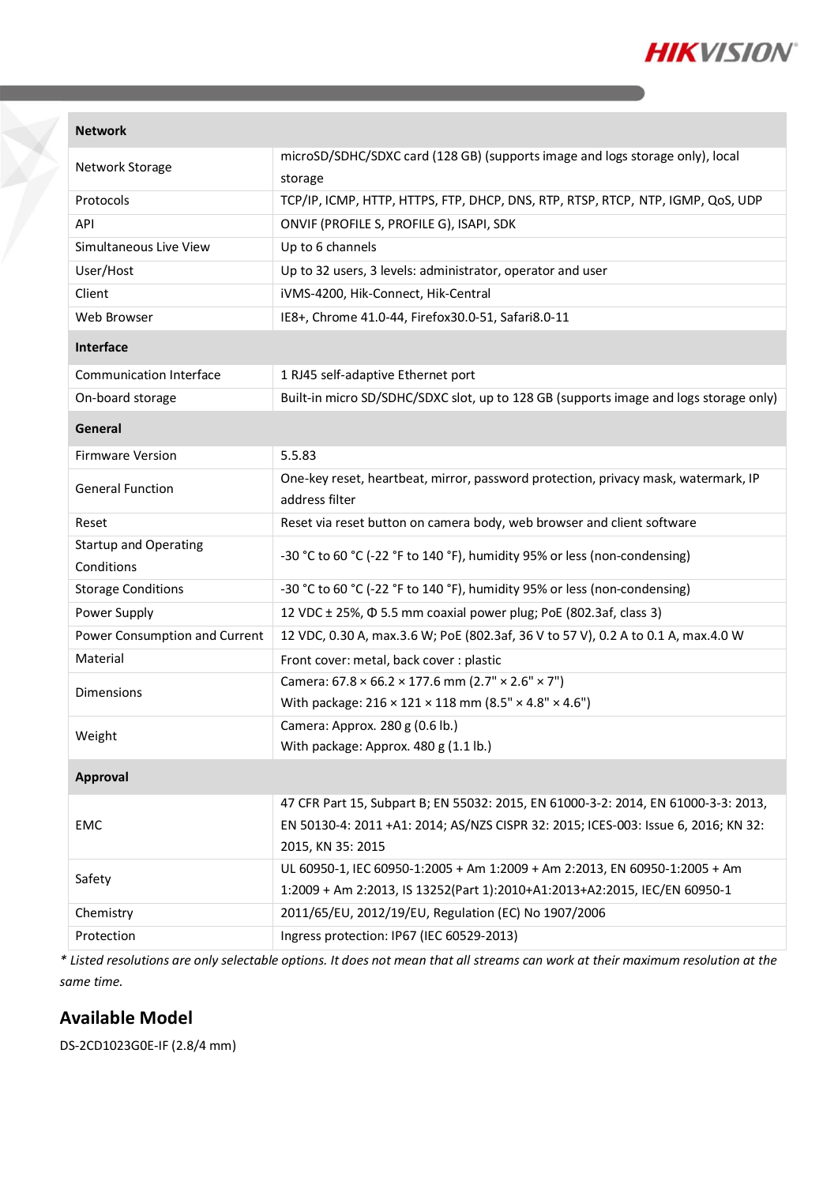| Network | |
|---|---|
| Network Storage | microSD/SDHC/SDXC card (128 GB) (supports image and logs storage only), local storage |
| Protocols | TCP/IP, ICMP, HTTP, HTTPS, FTP, DHCP, DNS, RTP, RTSP, RTCP, NTP, IGMP, QoS, UDP |
| API | ONVIF (PROFILE S, PROFILE G), ISAPI, SDK |
| Simultaneous Live View | Up to 6 channels |
| User/Host | Up to 32 users, 3 levels: administrator, operator and user |
| Client | iVMS-4200, Hik-Connect, Hik-Central |
| Web Browser | IE8+, Chrome 41.0-44, Firefox30.0-51, Safari8.0-11 |
| **Interface** | |
| Communication Interface | 1 RJ45 self-adaptive Ethernet port |
| On-board storage | Built-in micro SD/SDHC/SDXC slot, up to 128 GB (supports image and logs storage only) |
| **General** | |
| Firmware Version | 5.5.83 |
| General Function | One-key reset, heartbeat, mirror, password protection, privacy mask, watermark, IP address filter |
| Reset | Reset via reset button on camera body, web browser and client software |
| Startup and Operating Conditions | -30 °C to 60 °C (-22 °F to 140 °F), humidity 95% or less (non-condensing) |
| Storage Conditions | -30 °C to 60 °C (-22 °F to 140 °F), humidity 95% or less (non-condensing) |
| Power Supply | 12 VDC ± 25%, Φ 5.5 mm coaxial power plug; PoE (802.3af, class 3) |
| Power Consumption and Current | 12 VDC, 0.30 A, max.3.6 W; PoE (802.3af, 36 V to 57 V), 0.2 A to 0.1 A, max.4.0 W |
| Material | Front cover: metal, back cover : plastic |
| Dimensions | Camera: 67.8 × 66.2 × 177.6 mm (2.7" × 2.6" × 7")<br>With package: 216 × 121 × 118 mm (8.5" × 4.8" × 4.6") |
| Weight | Camera: Approx. 280 g (0.6 lb.)<br>With package: Approx. 480 g (1.1 lb.) |
| **Approval** | |
| EMC | 47 CFR Part 15, Subpart B; EN 55032: 2015, EN 61000-3-2: 2014, EN 61000-3-3: 2013, EN 50130-4: 2011 +A1: 2014; AS/NZS CISPR 32: 2015; ICES-003: Issue 6, 2016; KN 32: 2015, KN 35: 2015 |
| Safety | UL 60950-1, IEC 60950-1:2005 + Am 1:2009 + Am 2:2013, EN 60950-1:2005 + Am 1:2009 + Am 2:2013, IS 13252(Part 1):2010+A1:2013+A2:2015, IEC/EN 60950-1 |
| Chemistry | 2011/65/EU, 2012/19/EU, Regulation (EC) No 1907/2006 |
| Protection | Ingress protection: IP67 (IEC 60529-2013) |

*\* Listed resolutions are only selectable options. It does not mean that all streams can work at their maximum resolution at the same time.*

## Available Model

DS-2CD1023G0E-IF (2.8/4 mm)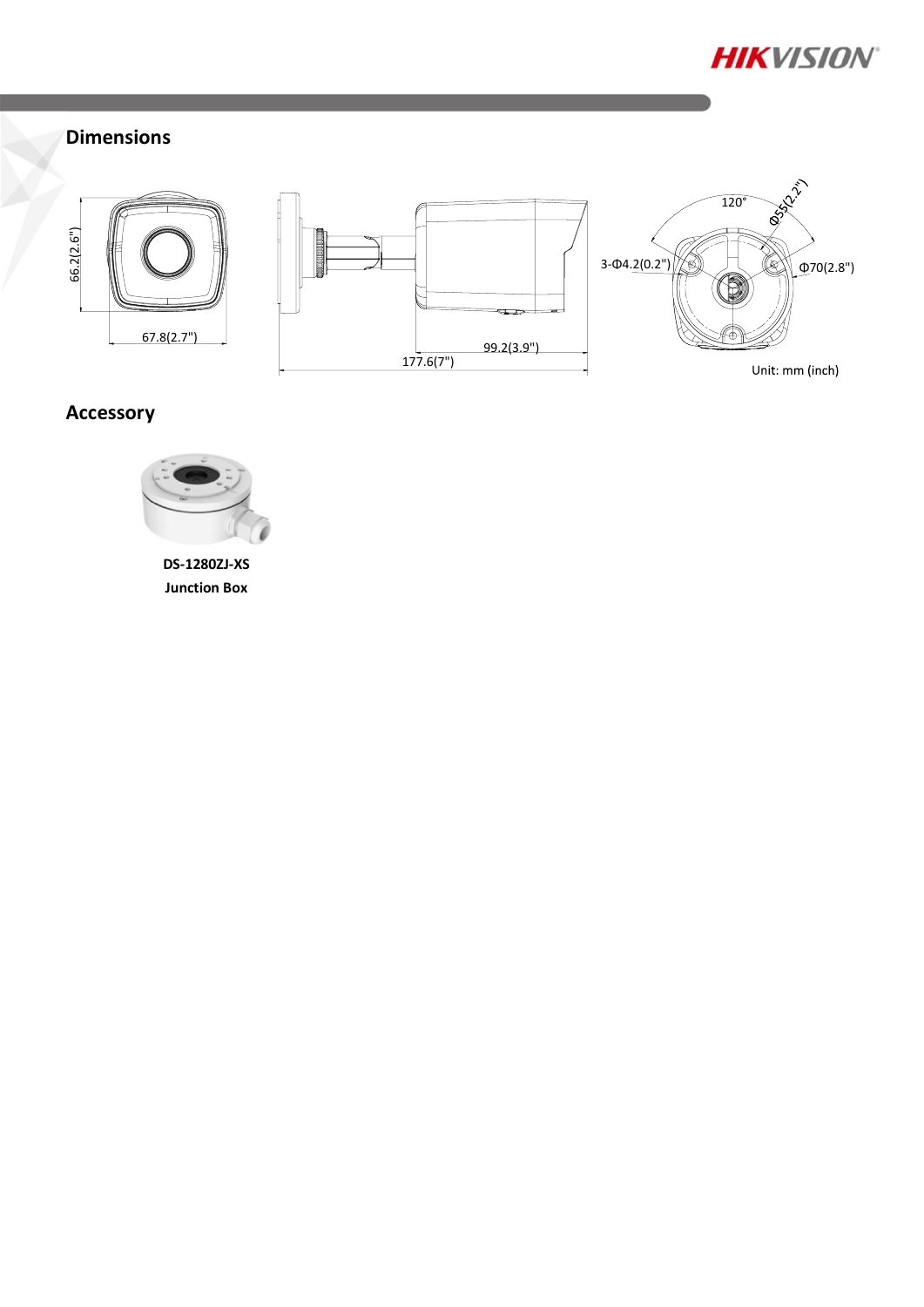## Dimensions

66.2(2.6")

67.8(2.7")

99.2(3.9")

177.6(7")

120°

Φ55(2.2")

3-Φ4.2(0.2")

Φ70(2.8")

Unit: mm (inch)

## Accessory

**DS-1280ZJ-XS**
**Junction Box**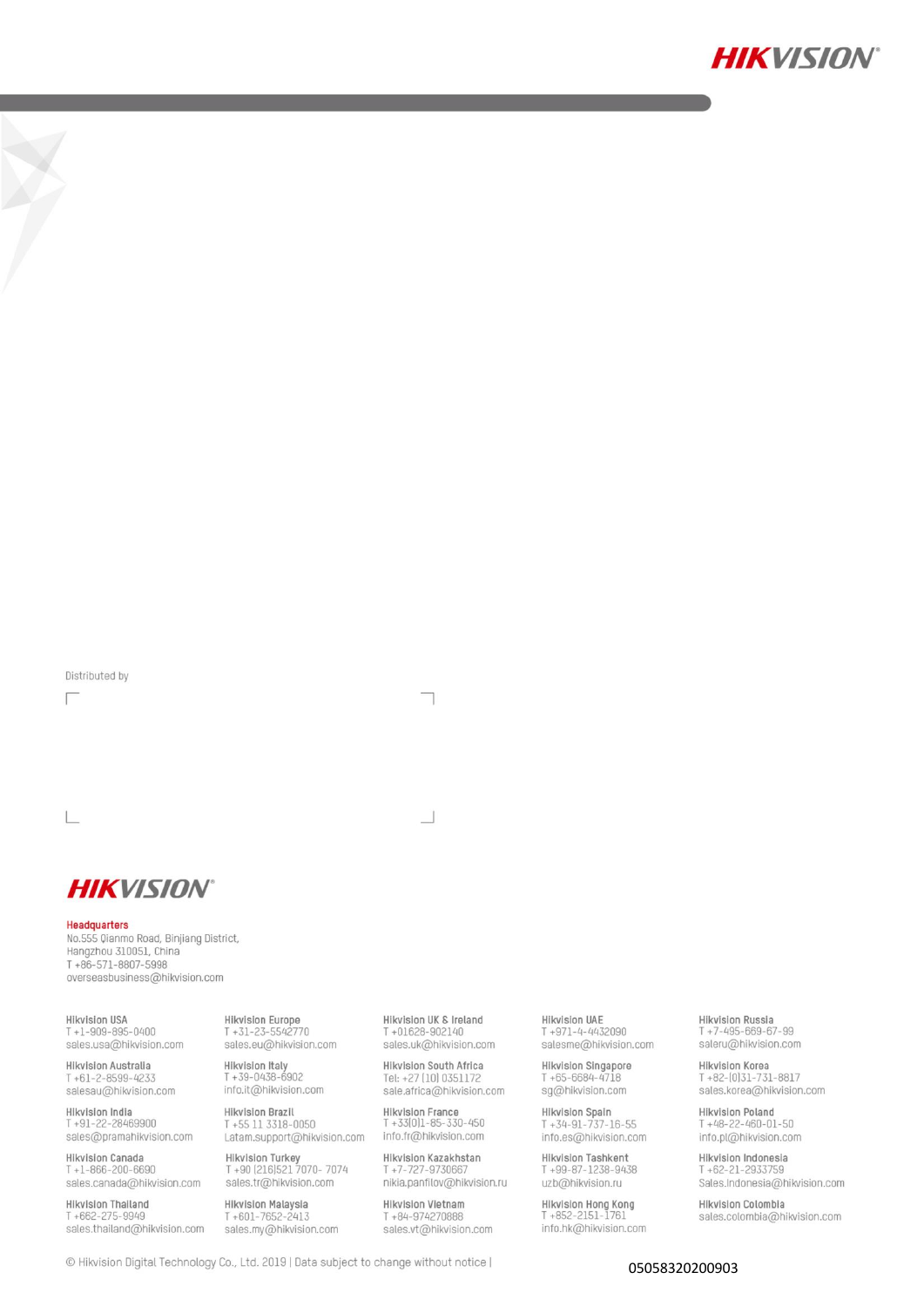Distributed by

**HIKVISION**

**Headquarters**
No.555 Qianmo Road, Binjiang District,
Hangzhou 310051, China
T +86-571-8807-5998
overseasbusiness@hikvision.com

**Hikvision USA**
T +1-909-895-0400
sales.usa@hikvision.com

**Hikvision Australia**
T +61-2-8599-4233
salesau@hikvision.com

**Hikvision India**
T +91-22-28469900
sales@pramahikvision.com

**Hikvision Canada**
T +1-866-200-6690
sales.canada@hikvision.com

**Hikvision Thailand**
T +662-275-9949
sales.thailand@hikvision.com

**Hikvision Europe**
T +31-23-5542770
sales.eu@hikvision.com

**Hikvision Italy**
T +39-0438-6902
info.it@hikvision.com

**Hikvision Brazil**
T +55 11 3318-0050
Latam.support@hikvision.com

**Hikvision Turkey**
T +90 (216)521 7070- 7074
sales.tr@hikvision.com

**Hikvision Malaysia**
T +601-7652-2413
sales.my@hikvision.com

**Hikvision UK & Ireland**
T +01628-902140
sales.uk@hikvision.com

**Hikvision South Africa**
Tel: +27 (10) 0351172
sale.africa@hikvision.com

**Hikvision France**
T +33(0)1-85-330-450
info.fr@hikvision.com

**Hikvision Kazakhstan**
T +7-727-9730667
nikia.panfilov@hikvision.ru

**Hikvision Vietnam**
T +84-974270888
sales.vt@hikvision.com

**Hikvision UAE**
T +971-4-4432090
salesme@hikvision.com

**Hikvision Singapore**
T +65-6684-4718
sg@hikvision.com

**Hikvision Spain**
T +34-91-737-16-55
info.es@hikvision.com

**Hikvision Tashkent**
T +99-87-1238-9438
uzb@hikvision.ru

**Hikvision Hong Kong**
T +852-2151-1761
info.hk@hikvision.com

**Hikvision Russia**
T +7-495-669-67-99
saleru@hikvision.com

**Hikvision Korea**
T +82-(0)31-731-8817
sales.korea@hikvision.com

**Hikvision Poland**
T +48-22-460-01-50
info.pl@hikvision.com

**Hikvision Indonesia**
T +62-21-2933759
Sales.indonesia@hikvision.com

**Hikvision Colombia**
sales.colombia@hikvision.com

© Hikvision Digital Technology Co., Ltd. 2019 | Data subject to change without notice |

05058320200903